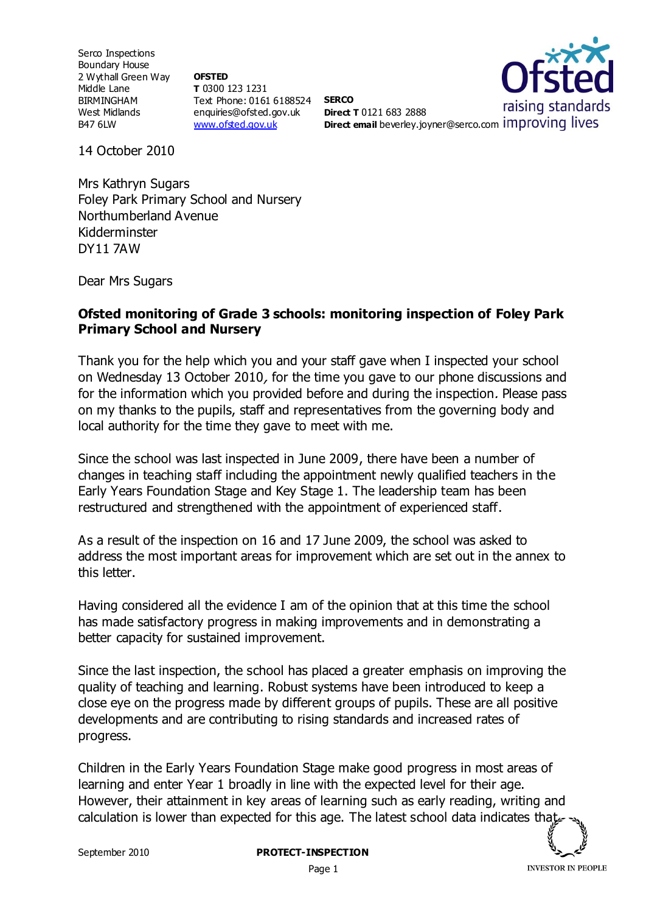Serco Inspections
Boundary House
2 Wythall Green Way
Middle Lane
BIRMINGHAM
West Midlands
B47 6LW

**OFSTED**
**T** 0300 123 1231
Text Phone: 0161 6188524
enquiries@ofsted.gov.uk
www.ofsted.gov.uk

**SERCO**
**Direct T** 0121 683 2888
**Direct email** beverley.joyner@serco.com

14 October 2010

Mrs Kathryn Sugars
Foley Park Primary School and Nursery
Northumberland Avenue
Kidderminster
DY11 7AW

Dear Mrs Sugars

**Ofsted monitoring of Grade 3 schools: monitoring inspection of Foley Park Primary School and Nursery**

Thank you for the help which you and your staff gave when I inspected your school on Wednesday 13 October 2010, for the time you gave to our phone discussions and for the information which you provided before and during the inspection. Please pass on my thanks to the pupils, staff and representatives from the governing body and local authority for the time they gave to meet with me.

Since the school was last inspected in June 2009, there have been a number of changes in teaching staff including the appointment newly qualified teachers in the Early Years Foundation Stage and Key Stage 1. The leadership team has been restructured and strengthened with the appointment of experienced staff.

As a result of the inspection on 16 and 17 June 2009, the school was asked to address the most important areas for improvement which are set out in the annex to this letter.

Having considered all the evidence I am of the opinion that at this time the school has made satisfactory progress in making improvements and in demonstrating a better capacity for sustained improvement.

Since the last inspection, the school has placed a greater emphasis on improving the quality of teaching and learning. Robust systems have been introduced to keep a close eye on the progress made by different groups of pupils. These are all positive developments and are contributing to rising standards and increased rates of progress.

Children in the Early Years Foundation Stage make good progress in most areas of learning and enter Year 1 broadly in line with the expected level for their age. However, their attainment in key areas of learning such as early reading, writing and calculation is lower than expected for this age. The latest school data indicates that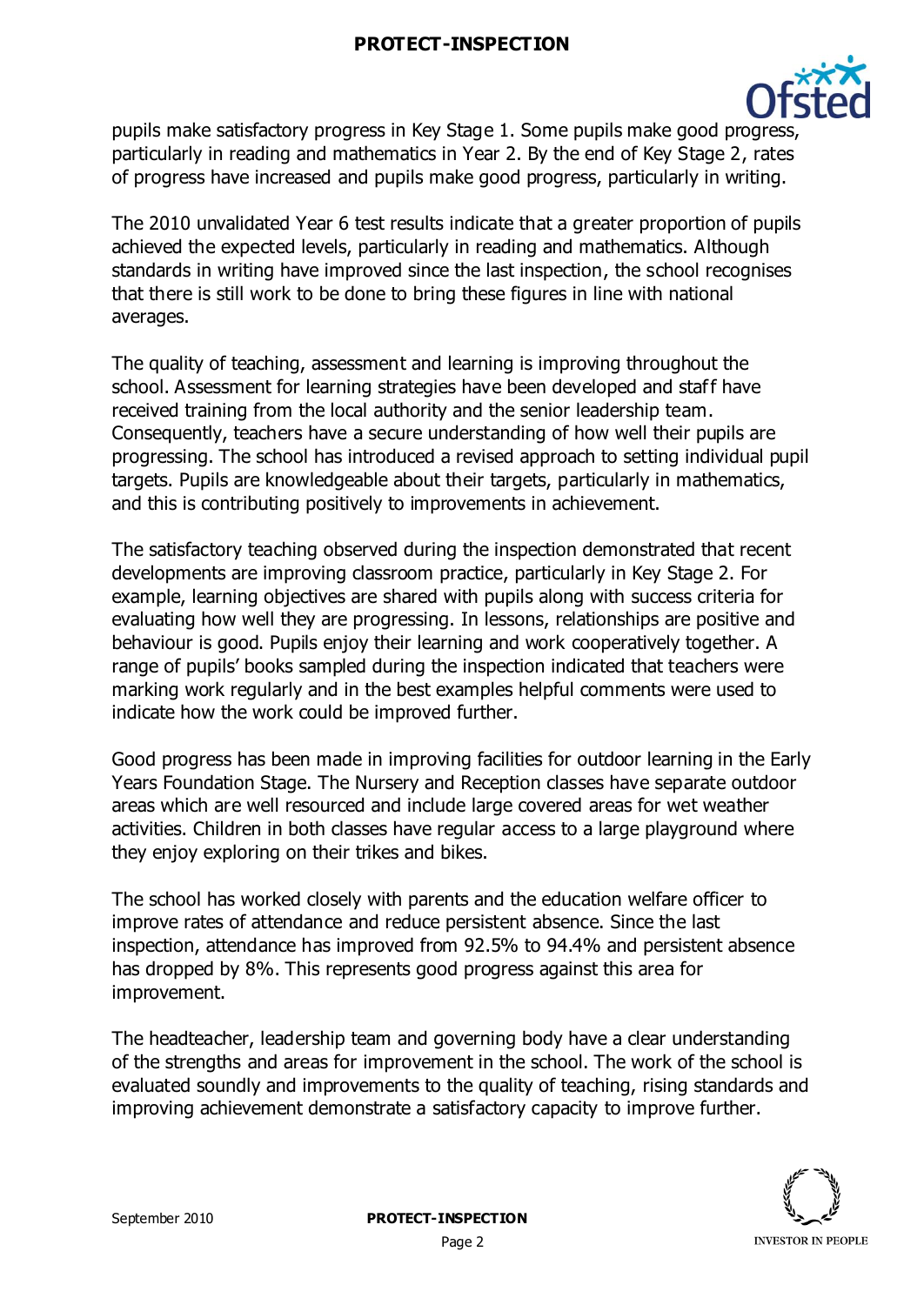pupils make satisfactory progress in Key Stage 1. Some pupils make good progress, particularly in reading and mathematics in Year 2. By the end of Key Stage 2, rates of progress have increased and pupils make good progress, particularly in writing.

The 2010 unvalidated Year 6 test results indicate that a greater proportion of pupils achieved the expected levels, particularly in reading and mathematics. Although standards in writing have improved since the last inspection, the school recognises that there is still work to be done to bring these figures in line with national averages.

The quality of teaching, assessment and learning is improving throughout the school. Assessment for learning strategies have been developed and staff have received training from the local authority and the senior leadership team. Consequently, teachers have a secure understanding of how well their pupils are progressing. The school has introduced a revised approach to setting individual pupil targets. Pupils are knowledgeable about their targets, particularly in mathematics, and this is contributing positively to improvements in achievement.

The satisfactory teaching observed during the inspection demonstrated that recent developments are improving classroom practice, particularly in Key Stage 2. For example, learning objectives are shared with pupils along with success criteria for evaluating how well they are progressing. In lessons, relationships are positive and behaviour is good. Pupils enjoy their learning and work cooperatively together. A range of pupils' books sampled during the inspection indicated that teachers were marking work regularly and in the best examples helpful comments were used to indicate how the work could be improved further.

Good progress has been made in improving facilities for outdoor learning in the Early Years Foundation Stage. The Nursery and Reception classes have separate outdoor areas which are well resourced and include large covered areas for wet weather activities. Children in both classes have regular access to a large playground where they enjoy exploring on their trikes and bikes.

The school has worked closely with parents and the education welfare officer to improve rates of attendance and reduce persistent absence. Since the last inspection, attendance has improved from 92.5% to 94.4% and persistent absence has dropped by 8%. This represents good progress against this area for improvement.

The headteacher, leadership team and governing body have a clear understanding of the strengths and areas for improvement in the school. The work of the school is evaluated soundly and improvements to the quality of teaching, rising standards and improving achievement demonstrate a satisfactory capacity to improve further.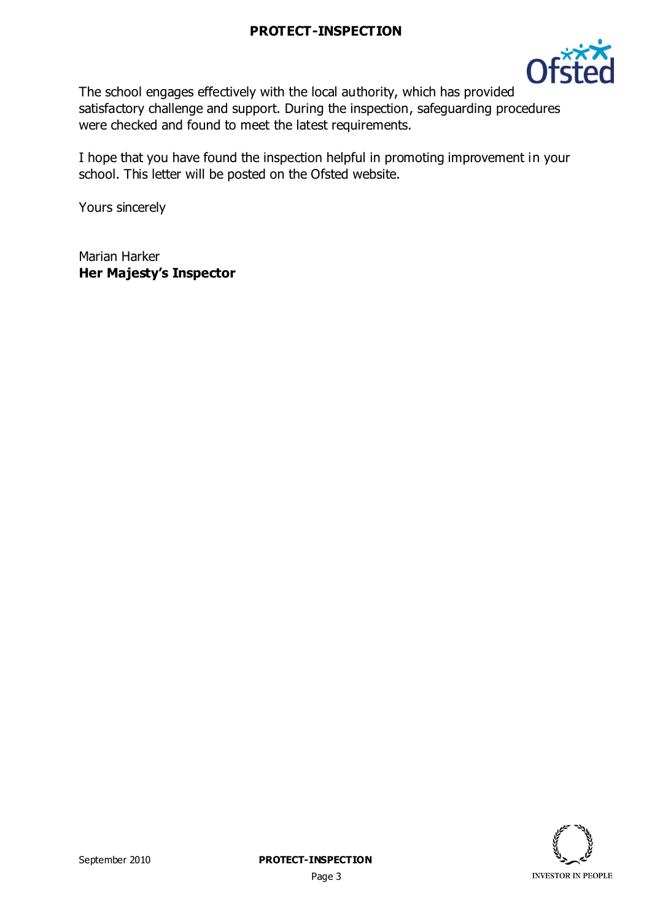The school engages effectively with the local authority, which has provided satisfactory challenge and support. During the inspection, safeguarding procedures were checked and found to meet the latest requirements.

I hope that you have found the inspection helpful in promoting improvement in your school. This letter will be posted on the Ofsted website.

Yours sincerely

Marian Harker
**Her Majesty's Inspector**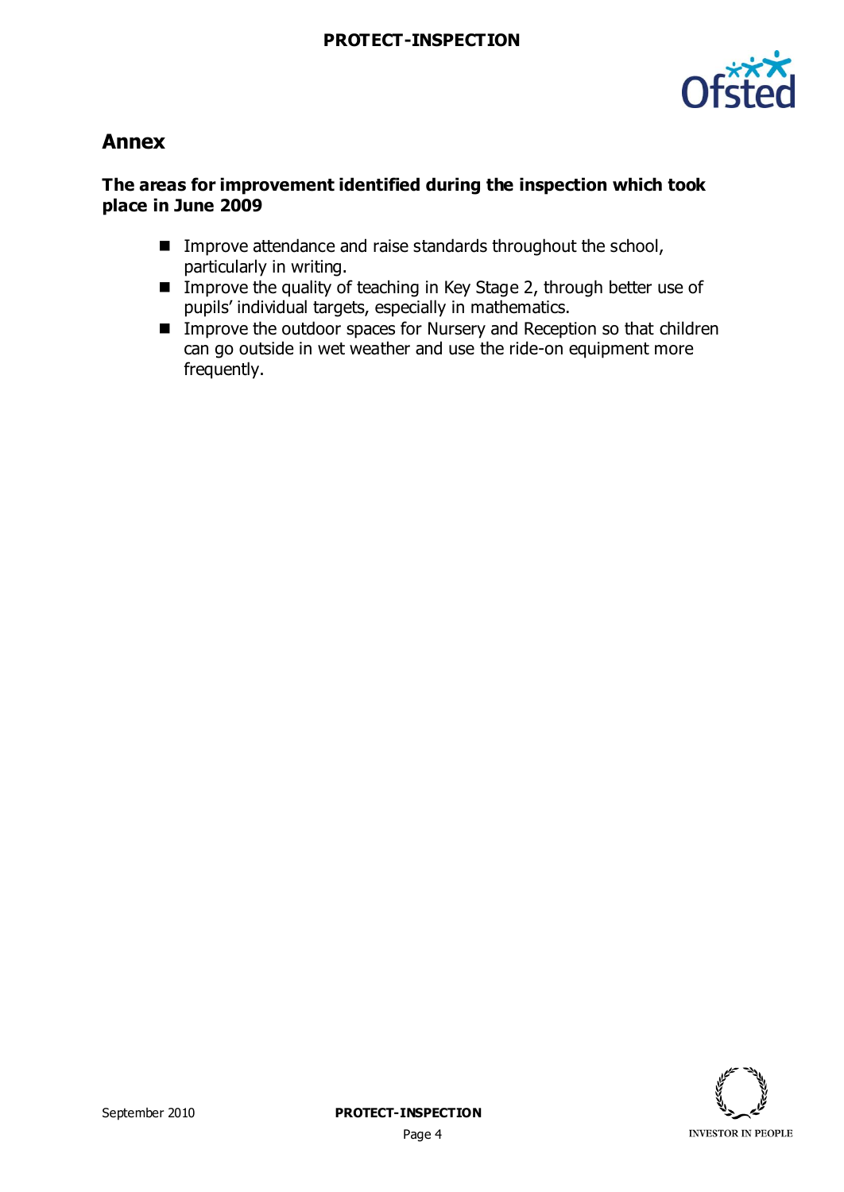## Annex

**The areas for improvement identified during the inspection which took place in June 2009**

- Improve attendance and raise standards throughout the school, particularly in writing.
- Improve the quality of teaching in Key Stage 2, through better use of pupils' individual targets, especially in mathematics.
- Improve the outdoor spaces for Nursery and Reception so that children can go outside in wet weather and use the ride-on equipment more frequently.